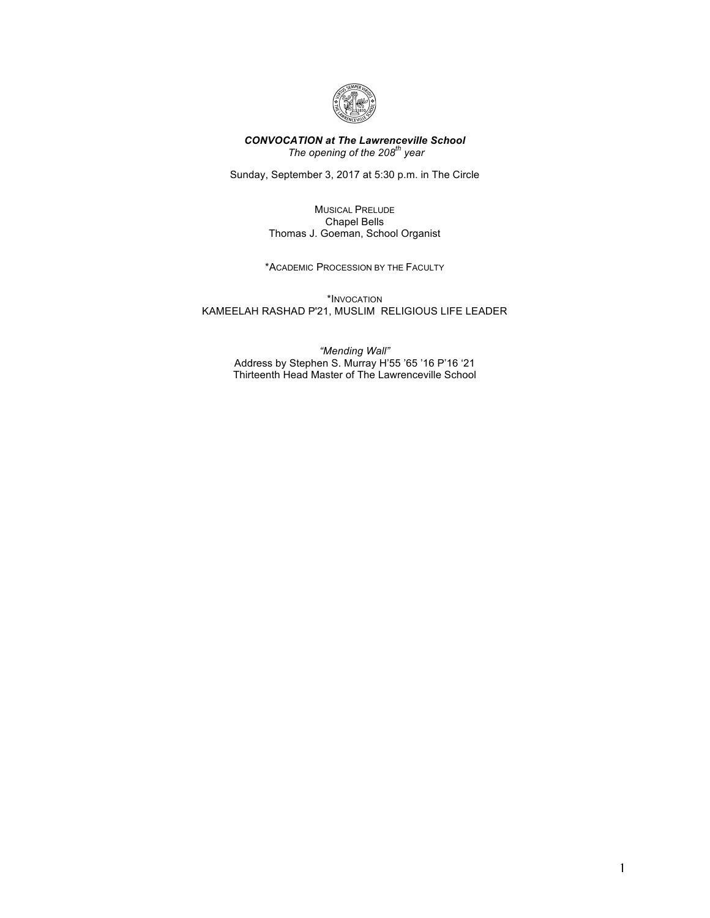***CONVOCATION at The Lawrenceville School***
*The opening of the 208th year*

Sunday, September 3, 2017 at 5:30 p.m. in The Circle

MUSICAL PRELUDE
Chapel Bells
Thomas J. Goeman, School Organist

*ACADEMIC PROCESSION BY THE FACULTY

*INVOCATION
KAMEELAH RASHAD P'21, MUSLIM RELIGIOUS LIFE LEADER

*"Mending Wall"*
Address by Stephen S. Murray H'55 '65 '16 P'16 '21
Thirteenth Head Master of The Lawrenceville School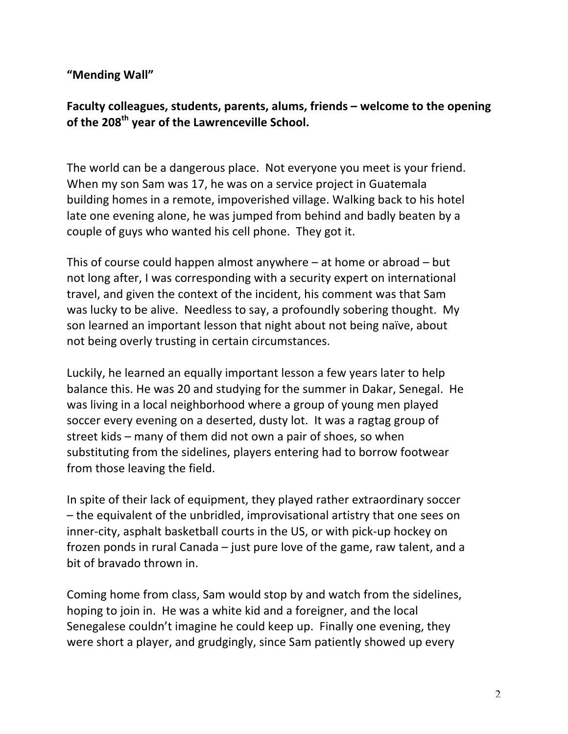**“Mending Wall”**

**Faculty colleagues, students, parents, alums, friends – welcome to the opening of the 208th year of the Lawrenceville School.**

The world can be a dangerous place. Not everyone you meet is your friend. When my son Sam was 17, he was on a service project in Guatemala building homes in a remote, impoverished village. Walking back to his hotel late one evening alone, he was jumped from behind and badly beaten by a couple of guys who wanted his cell phone. They got it.

This of course could happen almost anywhere – at home or abroad – but not long after, I was corresponding with a security expert on international travel, and given the context of the incident, his comment was that Sam was lucky to be alive. Needless to say, a profoundly sobering thought. My son learned an important lesson that night about not being naïve, about not being overly trusting in certain circumstances.

Luckily, he learned an equally important lesson a few years later to help balance this. He was 20 and studying for the summer in Dakar, Senegal. He was living in a local neighborhood where a group of young men played soccer every evening on a deserted, dusty lot. It was a ragtag group of street kids – many of them did not own a pair of shoes, so when substituting from the sidelines, players entering had to borrow footwear from those leaving the field.

In spite of their lack of equipment, they played rather extraordinary soccer – the equivalent of the unbridled, improvisational artistry that one sees on inner-city, asphalt basketball courts in the US, or with pick-up hockey on frozen ponds in rural Canada – just pure love of the game, raw talent, and a bit of bravado thrown in.

Coming home from class, Sam would stop by and watch from the sidelines, hoping to join in. He was a white kid and a foreigner, and the local Senegalese couldn’t imagine he could keep up. Finally one evening, they were short a player, and grudgingly, since Sam patiently showed up every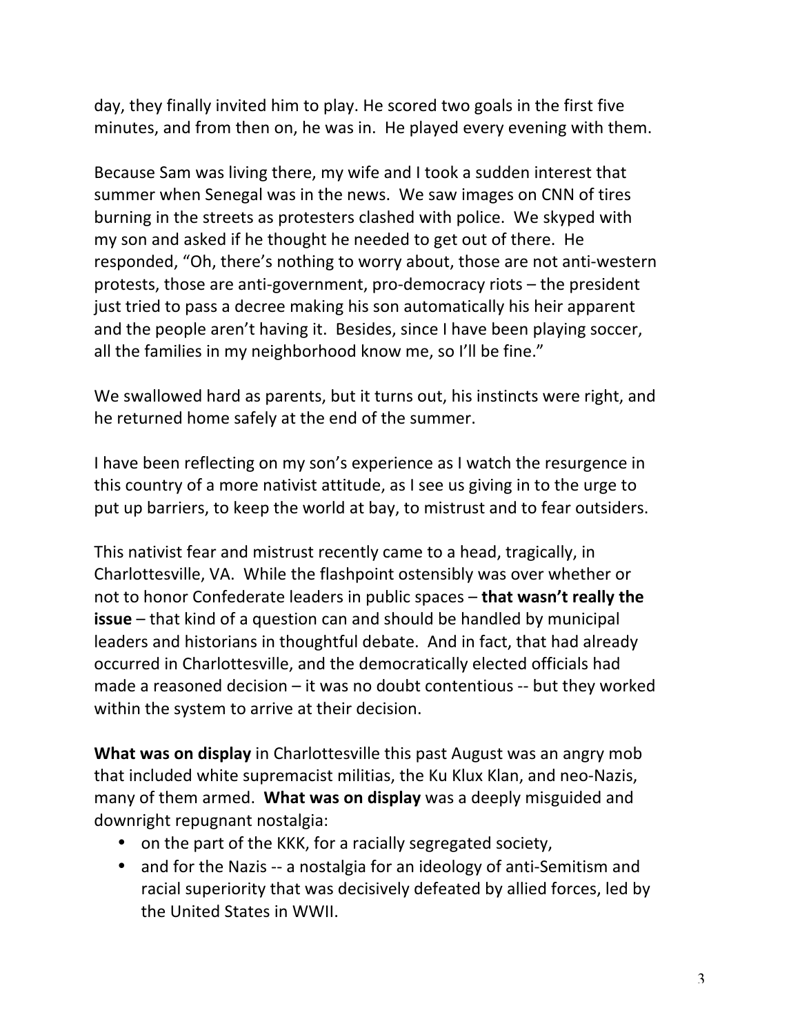day, they finally invited him to play. He scored two goals in the first five minutes, and from then on, he was in. He played every evening with them.

Because Sam was living there, my wife and I took a sudden interest that summer when Senegal was in the news. We saw images on CNN of tires burning in the streets as protesters clashed with police. We skyped with my son and asked if he thought he needed to get out of there. He responded, "Oh, there's nothing to worry about, those are not anti-western protests, those are anti-government, pro-democracy riots – the president just tried to pass a decree making his son automatically his heir apparent and the people aren't having it. Besides, since I have been playing soccer, all the families in my neighborhood know me, so I'll be fine."

We swallowed hard as parents, but it turns out, his instincts were right, and he returned home safely at the end of the summer.

I have been reflecting on my son's experience as I watch the resurgence in this country of a more nativist attitude, as I see us giving in to the urge to put up barriers, to keep the world at bay, to mistrust and to fear outsiders.

This nativist fear and mistrust recently came to a head, tragically, in Charlottesville, VA. While the flashpoint ostensibly was over whether or not to honor Confederate leaders in public spaces – **that wasn't really the issue** – that kind of a question can and should be handled by municipal leaders and historians in thoughtful debate. And in fact, that had already occurred in Charlottesville, and the democratically elected officials had made a reasoned decision – it was no doubt contentious -- but they worked within the system to arrive at their decision.

**What was on display** in Charlottesville this past August was an angry mob that included white supremacist militias, the Ku Klux Klan, and neo-Nazis, many of them armed. **What was on display** was a deeply misguided and downright repugnant nostalgia:

- on the part of the KKK, for a racially segregated society,
- and for the Nazis -- a nostalgia for an ideology of anti-Semitism and racial superiority that was decisively defeated by allied forces, led by the United States in WWII.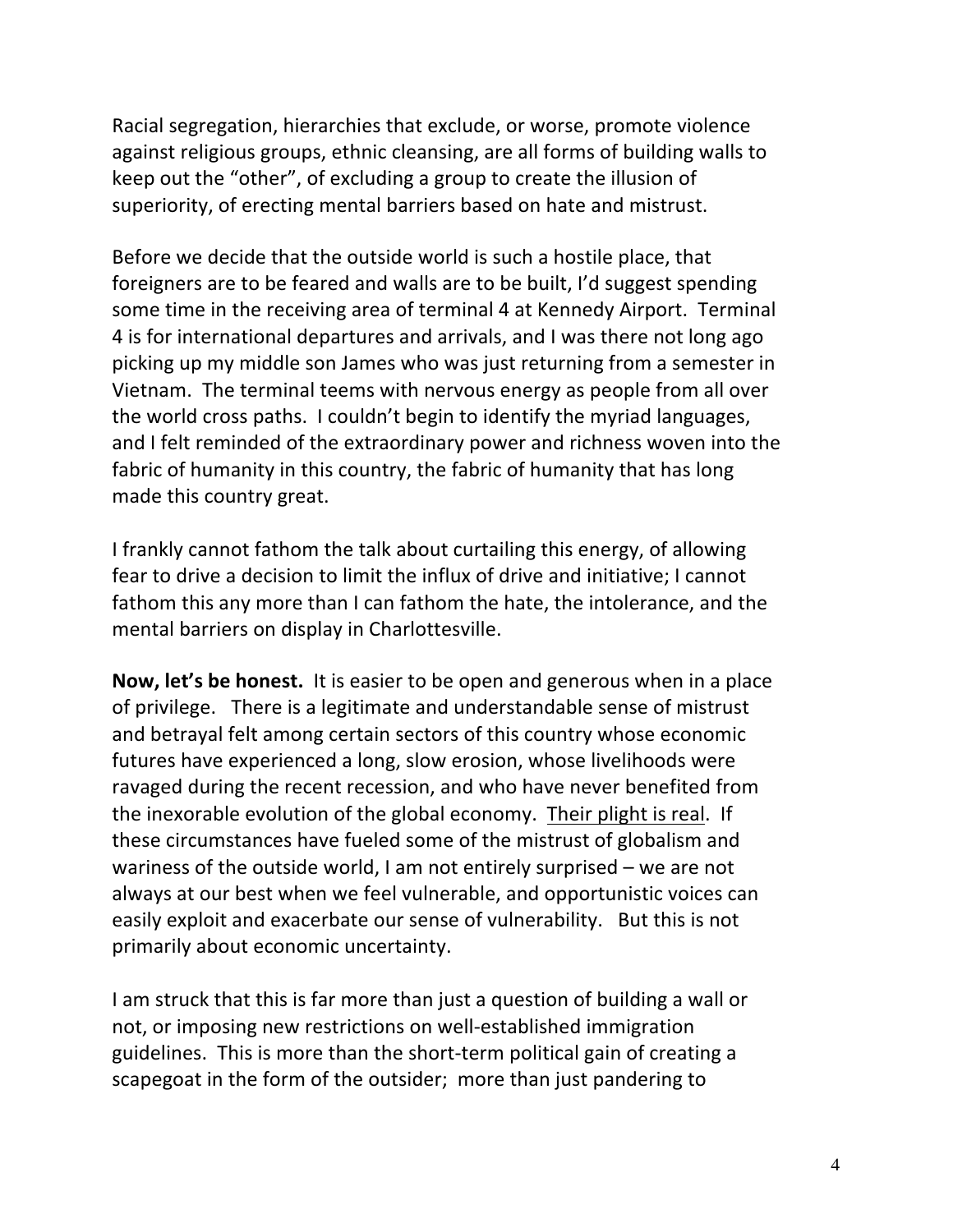Racial segregation, hierarchies that exclude, or worse, promote violence against religious groups, ethnic cleansing, are all forms of building walls to keep out the "other", of excluding a group to create the illusion of superiority, of erecting mental barriers based on hate and mistrust.

Before we decide that the outside world is such a hostile place, that foreigners are to be feared and walls are to be built, I'd suggest spending some time in the receiving area of terminal 4 at Kennedy Airport. Terminal 4 is for international departures and arrivals, and I was there not long ago picking up my middle son James who was just returning from a semester in Vietnam. The terminal teems with nervous energy as people from all over the world cross paths. I couldn't begin to identify the myriad languages, and I felt reminded of the extraordinary power and richness woven into the fabric of humanity in this country, the fabric of humanity that has long made this country great.

I frankly cannot fathom the talk about curtailing this energy, of allowing fear to drive a decision to limit the influx of drive and initiative; I cannot fathom this any more than I can fathom the hate, the intolerance, and the mental barriers on display in Charlottesville.

**Now, let's be honest.** It is easier to be open and generous when in a place of privilege. There is a legitimate and understandable sense of mistrust and betrayal felt among certain sectors of this country whose economic futures have experienced a long, slow erosion, whose livelihoods were ravaged during the recent recession, and who have never benefited from the inexorable evolution of the global economy. <u>Their plight is real</u>. If these circumstances have fueled some of the mistrust of globalism and wariness of the outside world, I am not entirely surprised – we are not always at our best when we feel vulnerable, and opportunistic voices can easily exploit and exacerbate our sense of vulnerability. But this is not primarily about economic uncertainty.

I am struck that this is far more than just a question of building a wall or not, or imposing new restrictions on well-established immigration guidelines. This is more than the short-term political gain of creating a scapegoat in the form of the outsider; more than just pandering to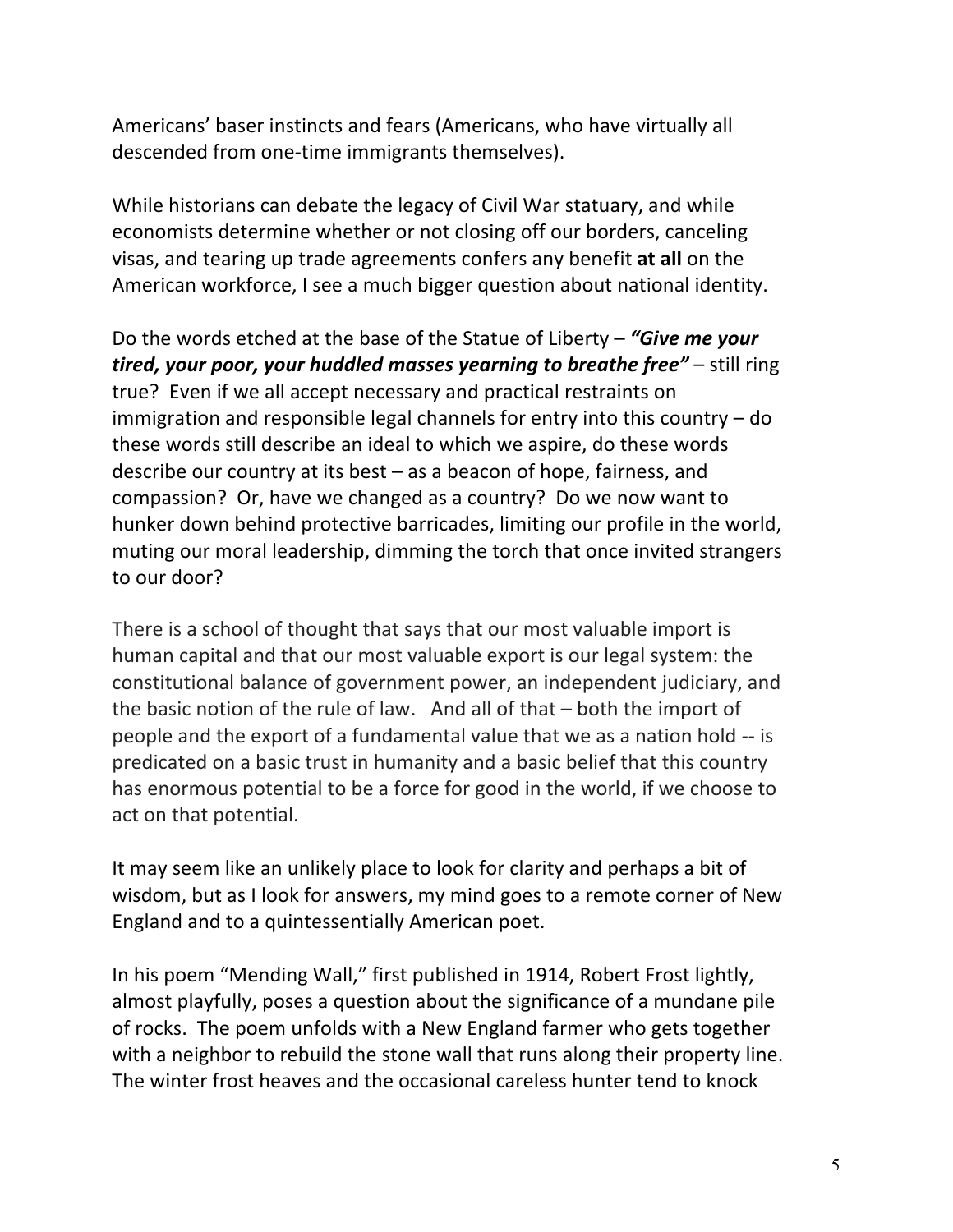Americans' baser instincts and fears (Americans, who have virtually all descended from one-time immigrants themselves).

While historians can debate the legacy of Civil War statuary, and while economists determine whether or not closing off our borders, canceling visas, and tearing up trade agreements confers any benefit **at all** on the American workforce, I see a much bigger question about national identity.

Do the words etched at the base of the Statue of Liberty – ***"Give me your tired, your poor, your huddled masses yearning to breathe free"*** – still ring true? Even if we all accept necessary and practical restraints on immigration and responsible legal channels for entry into this country – do these words still describe an ideal to which we aspire, do these words describe our country at its best – as a beacon of hope, fairness, and compassion? Or, have we changed as a country? Do we now want to hunker down behind protective barricades, limiting our profile in the world, muting our moral leadership, dimming the torch that once invited strangers to our door?

There is a school of thought that says that our most valuable import is human capital and that our most valuable export is our legal system: the constitutional balance of government power, an independent judiciary, and the basic notion of the rule of law. And all of that – both the import of people and the export of a fundamental value that we as a nation hold -- is predicated on a basic trust in humanity and a basic belief that this country has enormous potential to be a force for good in the world, if we choose to act on that potential.

It may seem like an unlikely place to look for clarity and perhaps a bit of wisdom, but as I look for answers, my mind goes to a remote corner of New England and to a quintessentially American poet.

In his poem "Mending Wall," first published in 1914, Robert Frost lightly, almost playfully, poses a question about the significance of a mundane pile of rocks. The poem unfolds with a New England farmer who gets together with a neighbor to rebuild the stone wall that runs along their property line. The winter frost heaves and the occasional careless hunter tend to knock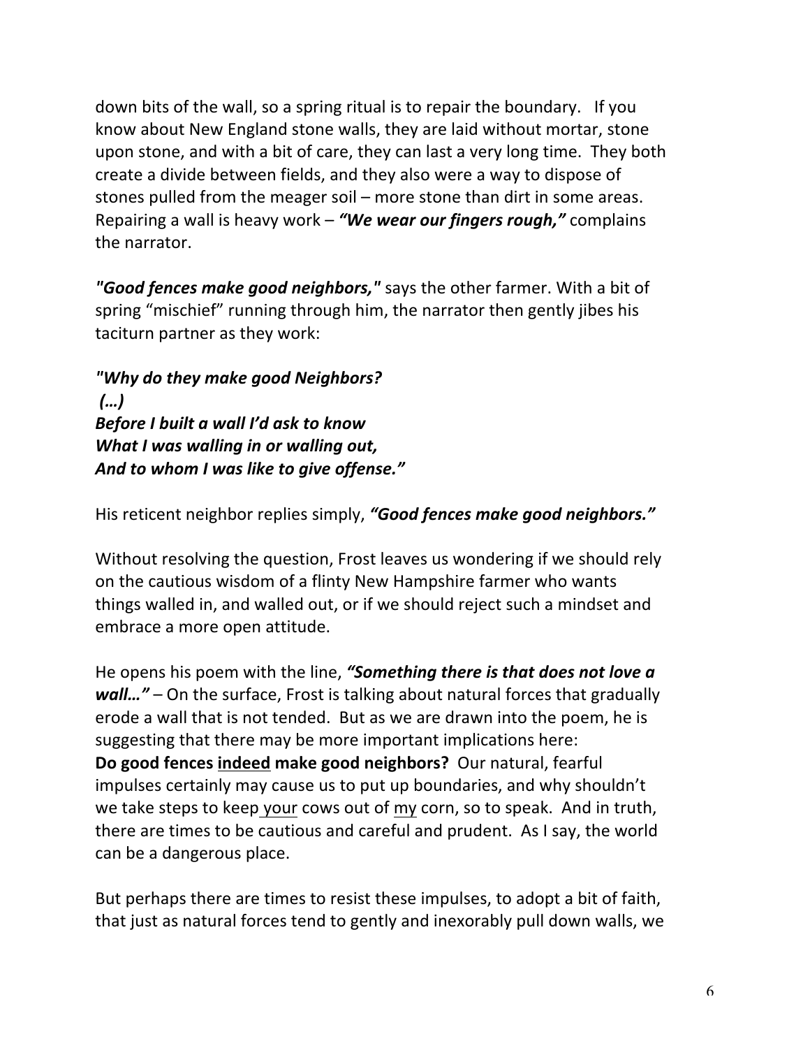down bits of the wall, so a spring ritual is to repair the boundary. If you know about New England stone walls, they are laid without mortar, stone upon stone, and with a bit of care, they can last a very long time. They both create a divide between fields, and they also were a way to dispose of stones pulled from the meager soil – more stone than dirt in some areas. Repairing a wall is heavy work – ***"We wear our fingers rough,"*** complains the narrator.

***"Good fences make good neighbors,"*** says the other farmer. With a bit of spring "mischief" running through him, the narrator then gently jibes his taciturn partner as they work:

***"Why do they make good Neighbors?***
***(…)***
***Before I built a wall I'd ask to know***
***What I was walling in or walling out,***
***And to whom I was like to give offense."***

His reticent neighbor replies simply, ***"Good fences make good neighbors."***

Without resolving the question, Frost leaves us wondering if we should rely on the cautious wisdom of a flinty New Hampshire farmer who wants things walled in, and walled out, or if we should reject such a mindset and embrace a more open attitude.

He opens his poem with the line, ***"Something there is that does not love a wall…"*** – On the surface, Frost is talking about natural forces that gradually erode a wall that is not tended. But as we are drawn into the poem, he is suggesting that there may be more important implications here:
**Do good fences <u>indeed</u> make good neighbors?** Our natural, fearful impulses certainly may cause us to put up boundaries, and why shouldn't we take steps to keep <u>your</u> cows out of <u>my</u> corn, so to speak. And in truth, there are times to be cautious and careful and prudent. As I say, the world can be a dangerous place.

But perhaps there are times to resist these impulses, to adopt a bit of faith, that just as natural forces tend to gently and inexorably pull down walls, we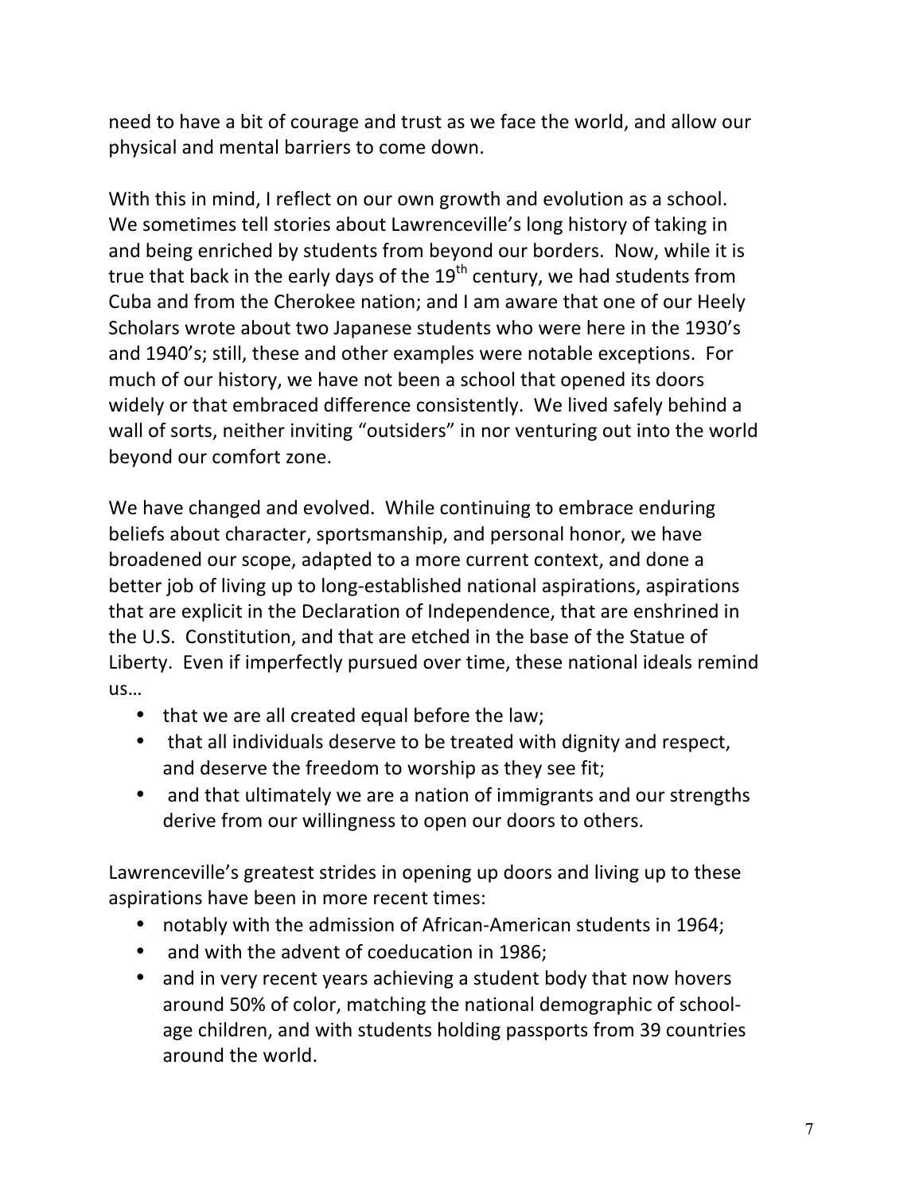need to have a bit of courage and trust as we face the world, and allow our physical and mental barriers to come down.

With this in mind, I reflect on our own growth and evolution as a school. We sometimes tell stories about Lawrenceville's long history of taking in and being enriched by students from beyond our borders. Now, while it is true that back in the early days of the 19th century, we had students from Cuba and from the Cherokee nation; and I am aware that one of our Heely Scholars wrote about two Japanese students who were here in the 1930's and 1940's; still, these and other examples were notable exceptions. For much of our history, we have not been a school that opened its doors widely or that embraced difference consistently. We lived safely behind a wall of sorts, neither inviting "outsiders" in nor venturing out into the world beyond our comfort zone.

We have changed and evolved. While continuing to embrace enduring beliefs about character, sportsmanship, and personal honor, we have broadened our scope, adapted to a more current context, and done a better job of living up to long-established national aspirations, aspirations that are explicit in the Declaration of Independence, that are enshrined in the U.S. Constitution, and that are etched in the base of the Statue of Liberty. Even if imperfectly pursued over time, these national ideals remind us…

- that we are all created equal before the law;
- that all individuals deserve to be treated with dignity and respect, and deserve the freedom to worship as they see fit;
- and that ultimately we are a nation of immigrants and our strengths derive from our willingness to open our doors to others.

Lawrenceville's greatest strides in opening up doors and living up to these aspirations have been in more recent times:

- notably with the admission of African-American students in 1964;
- and with the advent of coeducation in 1986;
- and in very recent years achieving a student body that now hovers around 50% of color, matching the national demographic of school-age children, and with students holding passports from 39 countries around the world.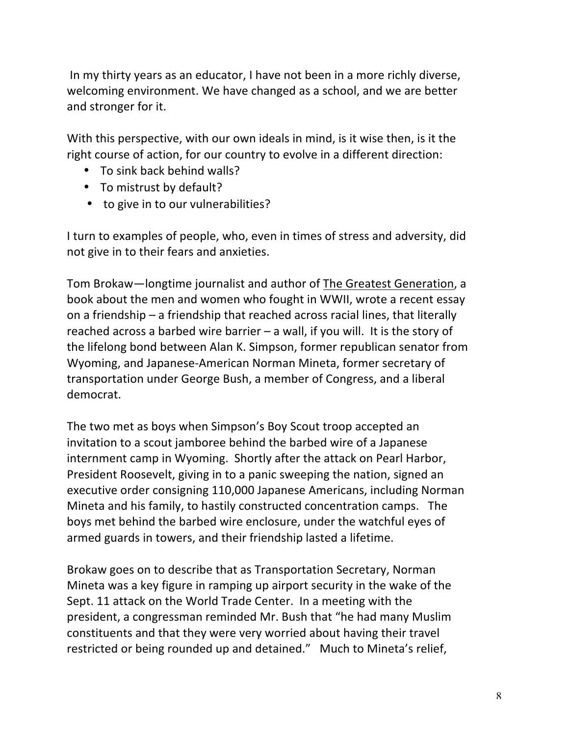In my thirty years as an educator, I have not been in a more richly diverse, welcoming environment. We have changed as a school, and we are better and stronger for it.

With this perspective, with our own ideals in mind, is it wise then, is it the right course of action, for our country to evolve in a different direction:

- To sink back behind walls?
- To mistrust by default?
- to give in to our vulnerabilities?

I turn to examples of people, who, even in times of stress and adversity, did not give in to their fears and anxieties.

Tom Brokaw—longtime journalist and author of The Greatest Generation, a book about the men and women who fought in WWII, wrote a recent essay on a friendship – a friendship that reached across racial lines, that literally reached across a barbed wire barrier – a wall, if you will. It is the story of the lifelong bond between Alan K. Simpson, former republican senator from Wyoming, and Japanese-American Norman Mineta, former secretary of transportation under George Bush, a member of Congress, and a liberal democrat.

The two met as boys when Simpson's Boy Scout troop accepted an invitation to a scout jamboree behind the barbed wire of a Japanese internment camp in Wyoming. Shortly after the attack on Pearl Harbor, President Roosevelt, giving in to a panic sweeping the nation, signed an executive order consigning 110,000 Japanese Americans, including Norman Mineta and his family, to hastily constructed concentration camps. The boys met behind the barbed wire enclosure, under the watchful eyes of armed guards in towers, and their friendship lasted a lifetime.

Brokaw goes on to describe that as Transportation Secretary, Norman Mineta was a key figure in ramping up airport security in the wake of the Sept. 11 attack on the World Trade Center. In a meeting with the president, a congressman reminded Mr. Bush that "he had many Muslim constituents and that they were very worried about having their travel restricted or being rounded up and detained." Much to Mineta's relief,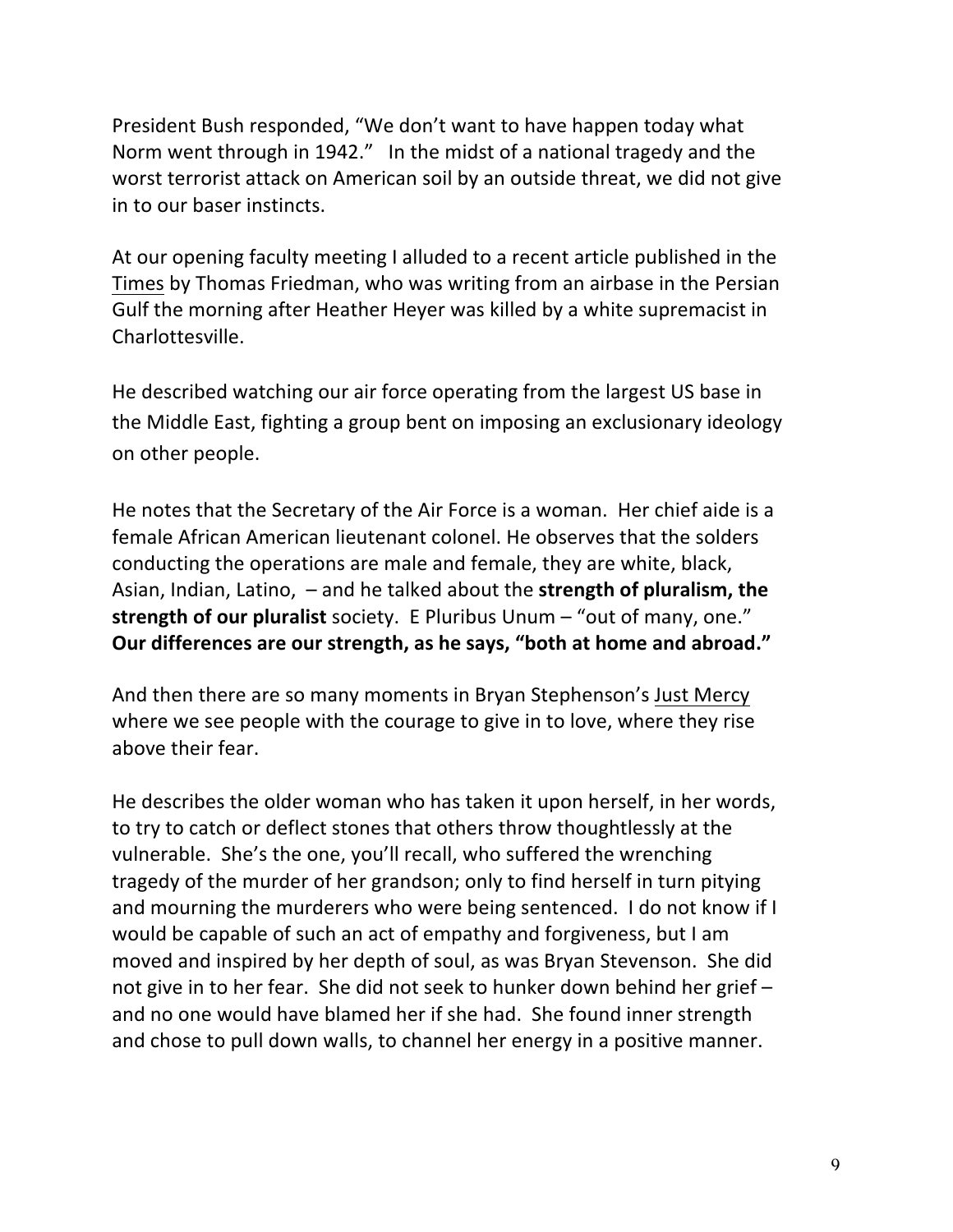President Bush responded, "We don't want to have happen today what Norm went through in 1942." In the midst of a national tragedy and the worst terrorist attack on American soil by an outside threat, we did not give in to our baser instincts.

At our opening faculty meeting I alluded to a recent article published in the Times by Thomas Friedman, who was writing from an airbase in the Persian Gulf the morning after Heather Heyer was killed by a white supremacist in Charlottesville.

He described watching our air force operating from the largest US base in the Middle East, fighting a group bent on imposing an exclusionary ideology on other people.

He notes that the Secretary of the Air Force is a woman. Her chief aide is a female African American lieutenant colonel. He observes that the solders conducting the operations are male and female, they are white, black, Asian, Indian, Latino, – and he talked about the **strength of pluralism, the strength of our pluralist** society. E Pluribus Unum – "out of many, one." **Our differences are our strength, as he says, "both at home and abroad."**

And then there are so many moments in Bryan Stephenson's Just Mercy where we see people with the courage to give in to love, where they rise above their fear.

He describes the older woman who has taken it upon herself, in her words, to try to catch or deflect stones that others throw thoughtlessly at the vulnerable. She's the one, you'll recall, who suffered the wrenching tragedy of the murder of her grandson; only to find herself in turn pitying and mourning the murderers who were being sentenced. I do not know if I would be capable of such an act of empathy and forgiveness, but I am moved and inspired by her depth of soul, as was Bryan Stevenson. She did not give in to her fear. She did not seek to hunker down behind her grief – and no one would have blamed her if she had. She found inner strength and chose to pull down walls, to channel her energy in a positive manner.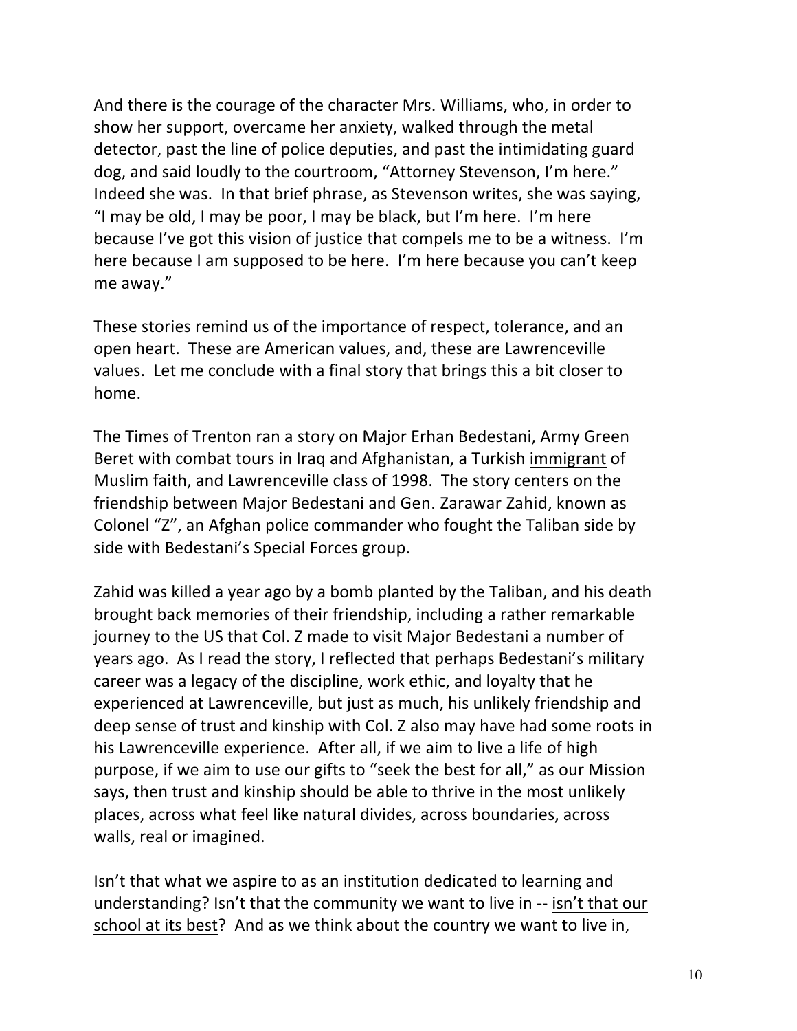And there is the courage of the character Mrs. Williams, who, in order to show her support, overcame her anxiety, walked through the metal detector, past the line of police deputies, and past the intimidating guard dog, and said loudly to the courtroom, "Attorney Stevenson, I'm here." Indeed she was. In that brief phrase, as Stevenson writes, she was saying, "I may be old, I may be poor, I may be black, but I'm here. I'm here because I've got this vision of justice that compels me to be a witness. I'm here because I am supposed to be here. I'm here because you can't keep me away."

These stories remind us of the importance of respect, tolerance, and an open heart. These are American values, and, these are Lawrenceville values. Let me conclude with a final story that brings this a bit closer to home.

The Times of Trenton ran a story on Major Erhan Bedestani, Army Green Beret with combat tours in Iraq and Afghanistan, a Turkish immigrant of Muslim faith, and Lawrenceville class of 1998. The story centers on the friendship between Major Bedestani and Gen. Zarawar Zahid, known as Colonel "Z", an Afghan police commander who fought the Taliban side by side with Bedestani's Special Forces group.

Zahid was killed a year ago by a bomb planted by the Taliban, and his death brought back memories of their friendship, including a rather remarkable journey to the US that Col. Z made to visit Major Bedestani a number of years ago. As I read the story, I reflected that perhaps Bedestani's military career was a legacy of the discipline, work ethic, and loyalty that he experienced at Lawrenceville, but just as much, his unlikely friendship and deep sense of trust and kinship with Col. Z also may have had some roots in his Lawrenceville experience. After all, if we aim to live a life of high purpose, if we aim to use our gifts to "seek the best for all," as our Mission says, then trust and kinship should be able to thrive in the most unlikely places, across what feel like natural divides, across boundaries, across walls, real or imagined.

Isn't that what we aspire to as an institution dedicated to learning and understanding? Isn't that the community we want to live in -- isn't that our school at its best? And as we think about the country we want to live in,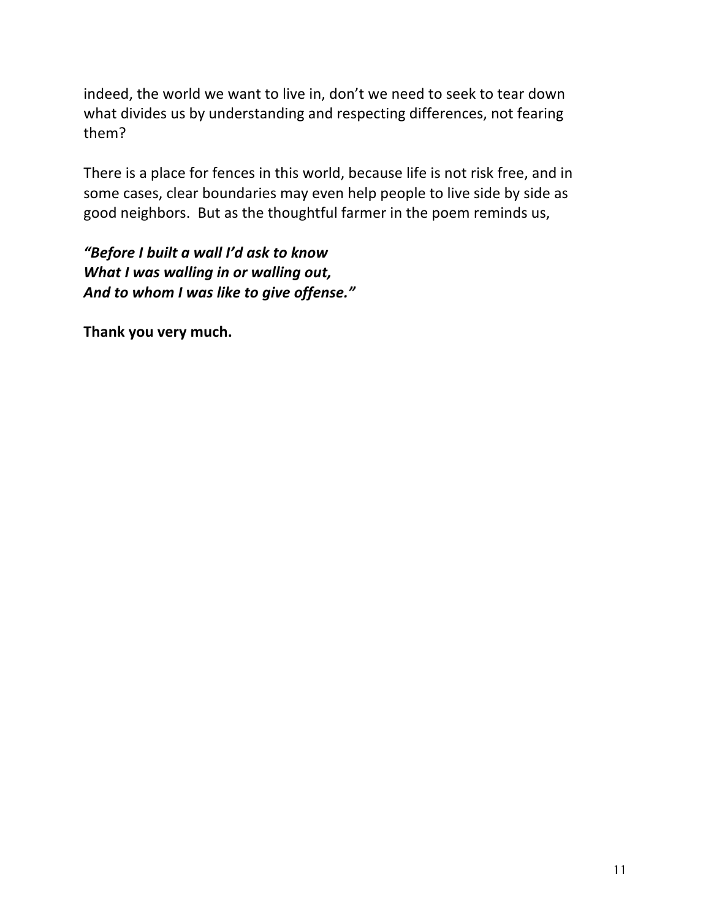indeed, the world we want to live in, don't we need to seek to tear down what divides us by understanding and respecting differences, not fearing them?

There is a place for fences in this world, because life is not risk free, and in some cases, clear boundaries may even help people to live side by side as good neighbors. But as the thoughtful farmer in the poem reminds us,

***"Before I built a wall I'd ask to know***
***What I was walling in or walling out,***
***And to whom I was like to give offense."***

**Thank you very much.**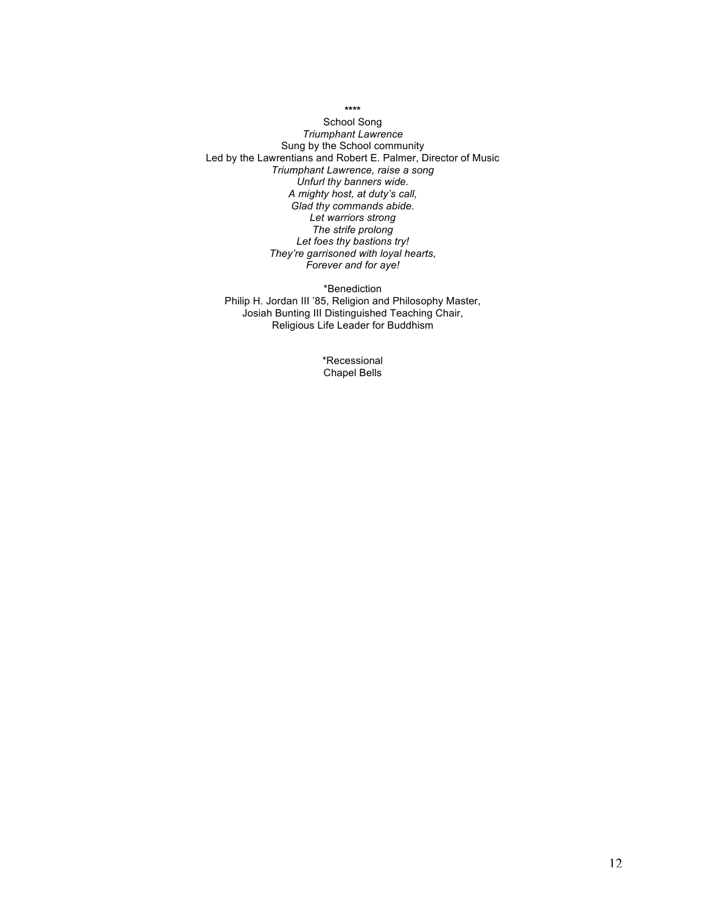\*\*\*\*

School Song

*Triumphant Lawrence*

Sung by the School community

Led by the Lawrentians and Robert E. Palmer, Director of Music

*Triumphant Lawrence, raise a song*
*Unfurl thy banners wide.*
*A mighty host, at duty's call,*
*Glad thy commands abide.*
*Let warriors strong*
*The strife prolong*
*Let foes thy bastions try!*
*They're garrisoned with loyal hearts,*
*Forever and for aye!*

\*Benediction

Philip H. Jordan III '85, Religion and Philosophy Master,
Josiah Bunting III Distinguished Teaching Chair,
Religious Life Leader for Buddhism

\*Recessional

Chapel Bells